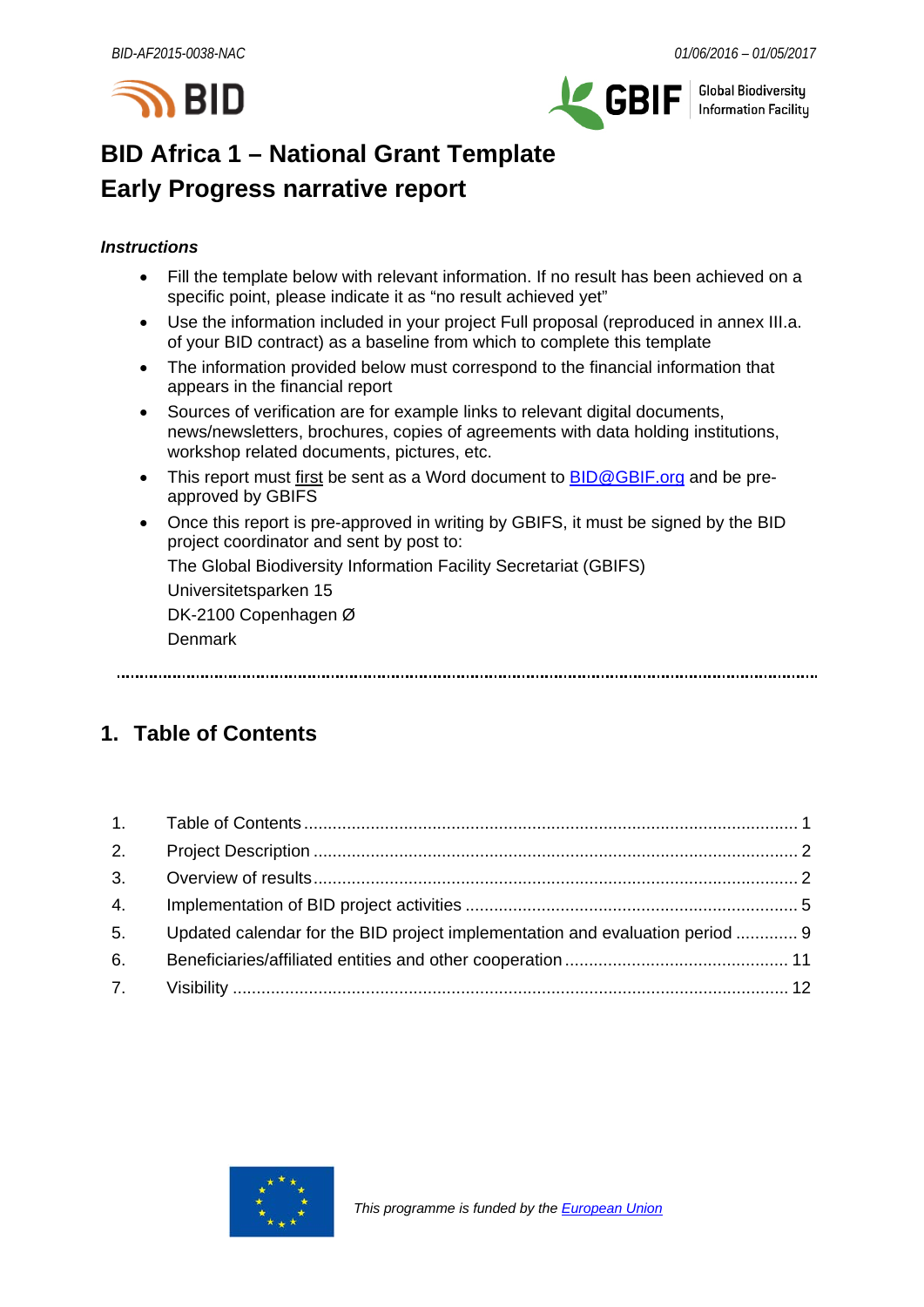# BID Africa 1 – National Grant Template
# Early Progress narrative report

***Instructions***

- Fill the template below with relevant information. If no result has been achieved on a specific point, please indicate it as "no result achieved yet"
- Use the information included in your project Full proposal (reproduced in annex III.a. of your BID contract) as a baseline from which to complete this template
- The information provided below must correspond to the financial information that appears in the financial report
- Sources of verification are for example links to relevant digital documents, news/newsletters, brochures, copies of agreements with data holding institutions, workshop related documents, pictures, etc.
- This report must first be sent as a Word document to [BID@GBIF.org](mailto:BID@GBIF.org) and be pre-approved by GBIFS
- Once this report is pre-approved in writing by GBIFS, it must be signed by the BID project coordinator and sent by post to:

  The Global Biodiversity Information Facility Secretariat (GBIFS)

  Universitetsparken 15

  DK-2100 Copenhagen Ø

  Denmark

## 1. Table of Contents

1. Table of Contents ........................................ 1
2. Project Description ........................................ 2
3. Overview of results ........................................ 2
4. Implementation of BID project activities ........................................ 5
5. Updated calendar for the BID project implementation and evaluation period ............. 9
6. Beneficiaries/affiliated entities and other cooperation ........................................ 11
7. Visibility ........................................ 12

*This programme is funded by the [European Union](https://europa.eu)*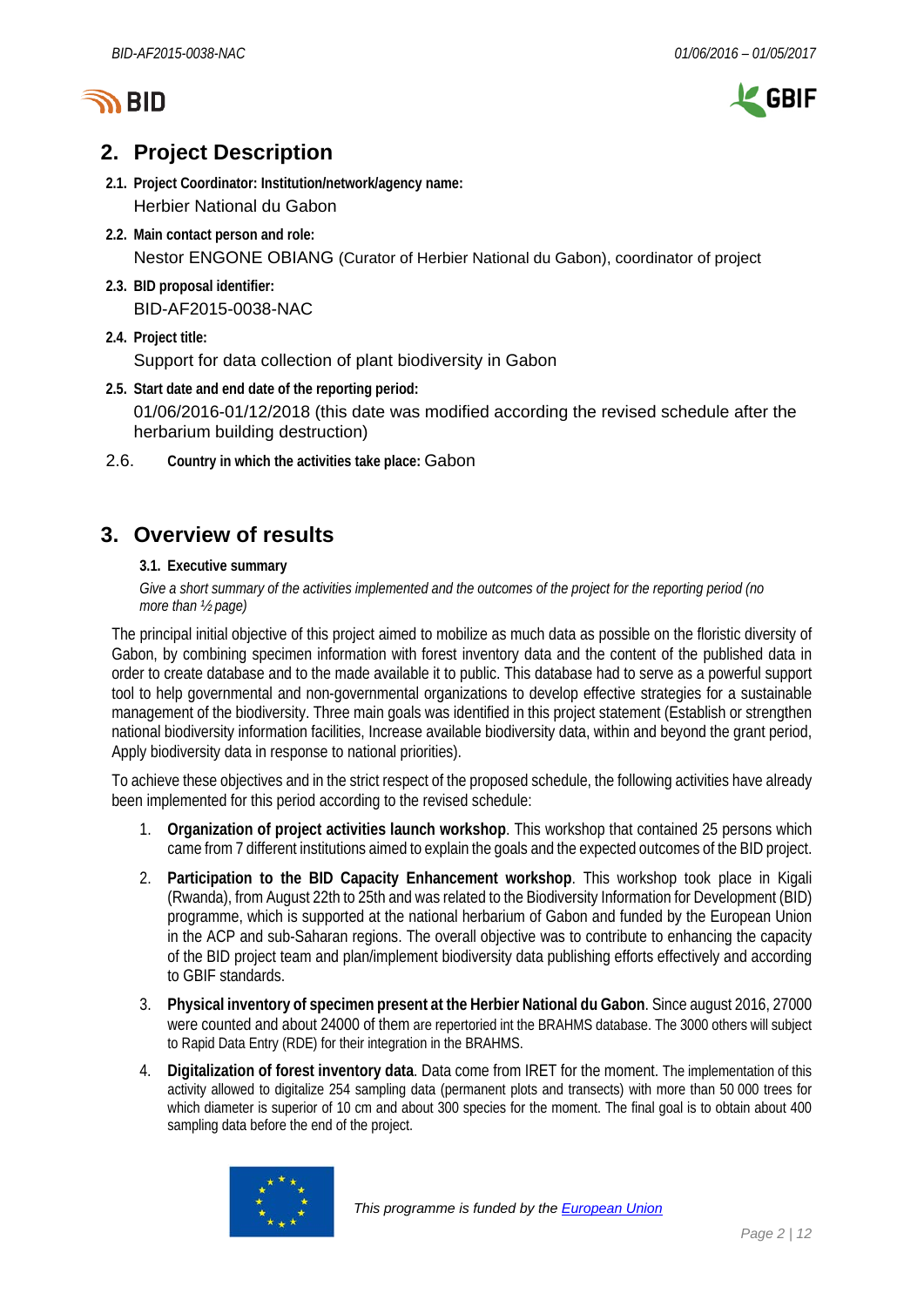## 2. Project Description

**2.1. Project Coordinator: Institution/network/agency name:**

Herbier National du Gabon

**2.2. Main contact person and role:**

Nestor ENGONE OBIANG (Curator of Herbier National du Gabon), coordinator of project

**2.3. BID proposal identifier:**

BID-AF2015-0038-NAC

**2.4. Project title:**

Support for data collection of plant biodiversity in Gabon

**2.5. Start date and end date of the reporting period:**

01/06/2016-01/12/2018 (this date was modified according the revised schedule after the herbarium building destruction)

2.6. **Country in which the activities take place:** Gabon

## 3. Overview of results

### 3.1. Executive summary

*Give a short summary of the activities implemented and the outcomes of the project for the reporting period (no more than ½ page)*

The principal initial objective of this project aimed to mobilize as much data as possible on the floristic diversity of Gabon, by combining specimen information with forest inventory data and the content of the published data in order to create database and to the made available it to public. This database had to serve as a powerful support tool to help governmental and non-governmental organizations to develop effective strategies for a sustainable management of the biodiversity. Three main goals was identified in this project statement (Establish or strengthen national biodiversity information facilities, Increase available biodiversity data, within and beyond the grant period, Apply biodiversity data in response to national priorities).

To achieve these objectives and in the strict respect of the proposed schedule, the following activities have already been implemented for this period according to the revised schedule:

1. **Organization of project activities launch workshop**. This workshop that contained 25 persons which came from 7 different institutions aimed to explain the goals and the expected outcomes of the BID project.
2. **Participation to the BID Capacity Enhancement workshop**. This workshop took place in Kigali (Rwanda), from August 22th to 25th and was related to the Biodiversity Information for Development (BID) programme, which is supported at the national herbarium of Gabon and funded by the European Union in the ACP and sub-Saharan regions. The overall objective was to contribute to enhancing the capacity of the BID project team and plan/implement biodiversity data publishing efforts effectively and according to GBIF standards.
3. **Physical inventory of specimen present at the Herbier National du Gabon**. Since august 2016, 27000 were counted and about 24000 of them are repertoried int the BRAHMS database. The 3000 others will subject to Rapid Data Entry (RDE) for their integration in the BRAHMS.
4. **Digitalization of forest inventory data**. Data come from IRET for the moment. The implementation of this activity allowed to digitalize 254 sampling data (permanent plots and transects) with more than 50 000 trees for which diameter is superior of 10 cm and about 300 species for the moment. The final goal is to obtain about 400 sampling data before the end of the project.

*This programme is funded by the European Union*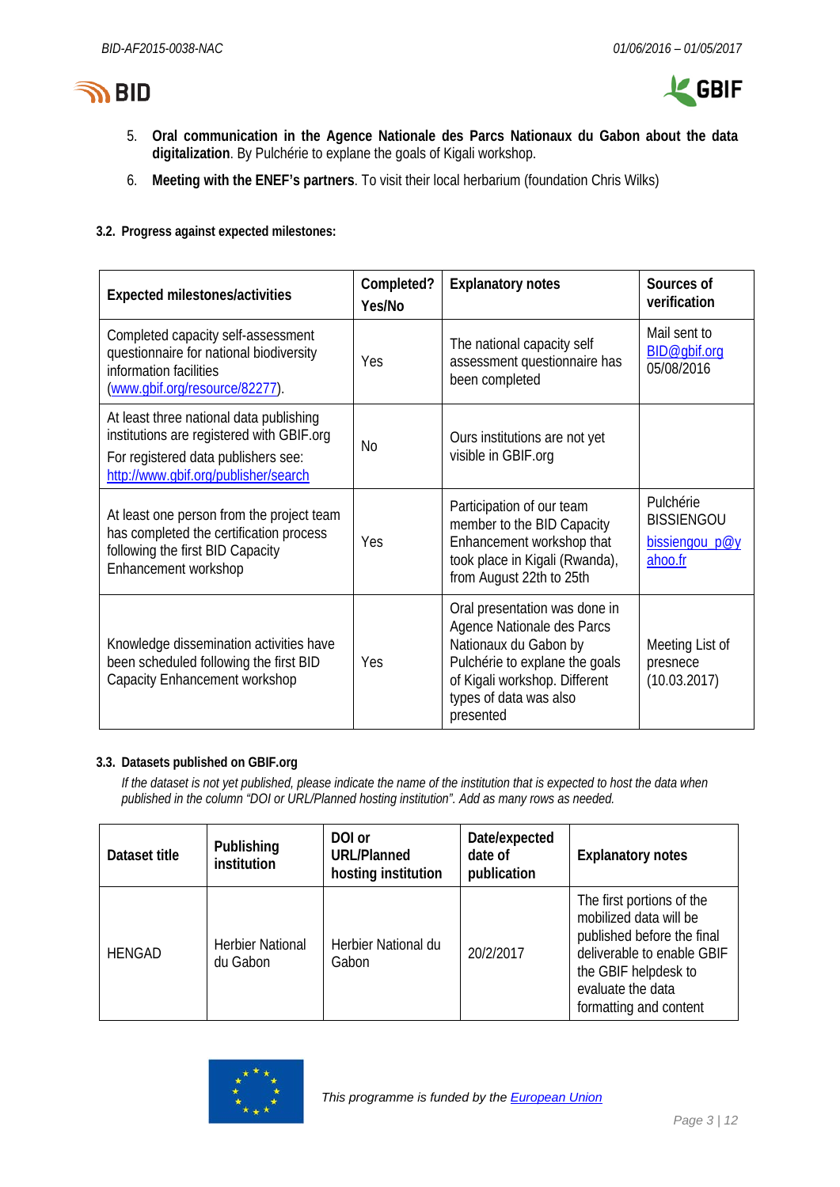5. **Oral communication in the Agence Nationale des Parcs Nationaux du Gabon about the data digitalization**. By Pulchérie to explain the goals of Kigali workshop.

6. **Meeting with the ENEF's partners**. To visit their local herbarium (foundation Chris Wilks)

### 3.2. Progress against expected milestones:

| Expected milestones/activities | Completed? Yes/No | Explanatory notes | Sources of verification |
|---|---|---|---|
| Completed capacity self-assessment questionnaire for national biodiversity information facilities (www.gbif.org/resource/82277). | Yes | The national capacity self assessment questionnaire has been completed | Mail sent to BID@gbif.org 05/08/2016 |
| At least three national data publishing institutions are registered with GBIF.org<br>For registered data publishers see: http://www.gbif.org/publisher/search | No | Ours institutions are not yet visible in GBIF.org | |
| At least one person from the project team has completed the certification process following the first BID Capacity Enhancement workshop | Yes | Participation of our team member to the BID Capacity Enhancement workshop that took place in Kigali (Rwanda), from August 22th to 25th | Pulchérie BISSIENGOU bissiengou_p@yahoo.fr |
| Knowledge dissemination activities have been scheduled following the first BID Capacity Enhancement workshop | Yes | Oral presentation was done in Agence Nationale des Parcs Nationaux du Gabon by Pulchérie to explane the goals of Kigali workshop. Different types of data was also presented | Meeting List of presnece (10.03.2017) |

### 3.3. Datasets published on GBIF.org

*If the dataset is not yet published, please indicate the name of the institution that is expected to host the data when published in the column "DOI or URL/Planned hosting institution". Add as many rows as needed.*

| Dataset title | Publishing institution | DOI or URL/Planned hosting institution | Date/expected date of publication | Explanatory notes |
|---|---|---|---|---|
| HENGAD | Herbier National du Gabon | Herbier National du Gabon | 20/2/2017 | The first portions of the mobilized data will be published before the final deliverable to enable GBIF the GBIF helpdesk to evaluate the data formatting and content |

*This programme is funded by the European Union*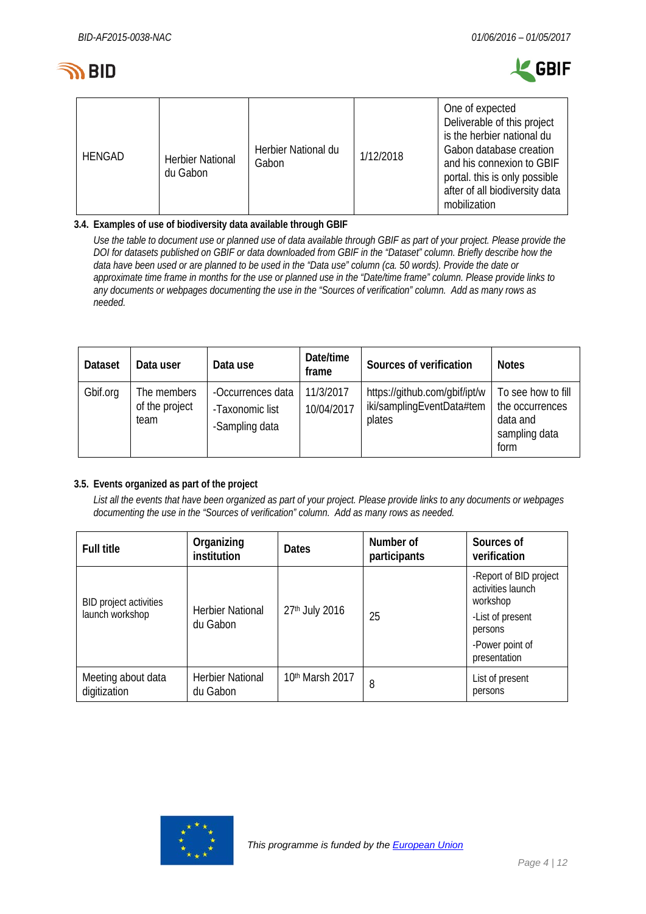| HENGAD | Herbier National du Gabon | Herbier National du Gabon | 1/12/2018 | One of expected Deliverable of this project is the herbier national du Gabon database creation and his connexion to GBIF portal. this is only possible after of all biodiversity data mobilization |
|---|---|---|---|---|

### 3.4. Examples of use of biodiversity data available through GBIF

*Use the table to document use or planned use of data available through GBIF as part of your project. Please provide the DOI for datasets published on GBIF or data downloaded from GBIF in the "Dataset" column. Briefly describe how the data have been used or are planned to be used in the "Data use" column (ca. 50 words). Provide the date or approximate time frame in months for the use or planned use in the "Date/time frame" column. Please provide links to any documents or webpages documenting the use in the "Sources of verification" column. Add as many rows as needed.*

| Dataset | Data user | Data use | Date/time frame | Sources of verification | Notes |
|---|---|---|---|---|---|
| Gbif.org | The members of the project team | -Occurrences data<br>-Taxonomic list<br>-Sampling data | 11/3/2017<br>10/04/2017 | https://github.com/gbif/ipt/wiki/samplingEventData#templates | To see how to fill the occurrences data and sampling data form |

### 3.5. Events organized as part of the project

*List all the events that have been organized as part of your project. Please provide links to any documents or webpages documenting the use in the "Sources of verification" column. Add as many rows as needed.*

| Full title | Organizing institution | Dates | Number of participants | Sources of verification |
|---|---|---|---|---|
| BID project activities launch workshop | Herbier National du Gabon | 27th July 2016 | 25 | -Report of BID project activities launch workshop<br>-List of present persons<br>-Power point of presentation |
| Meeting about data digitization | Herbier National du Gabon | 10th Marsh 2017 | 8 | List of present persons |

*This programme is funded by the European Union*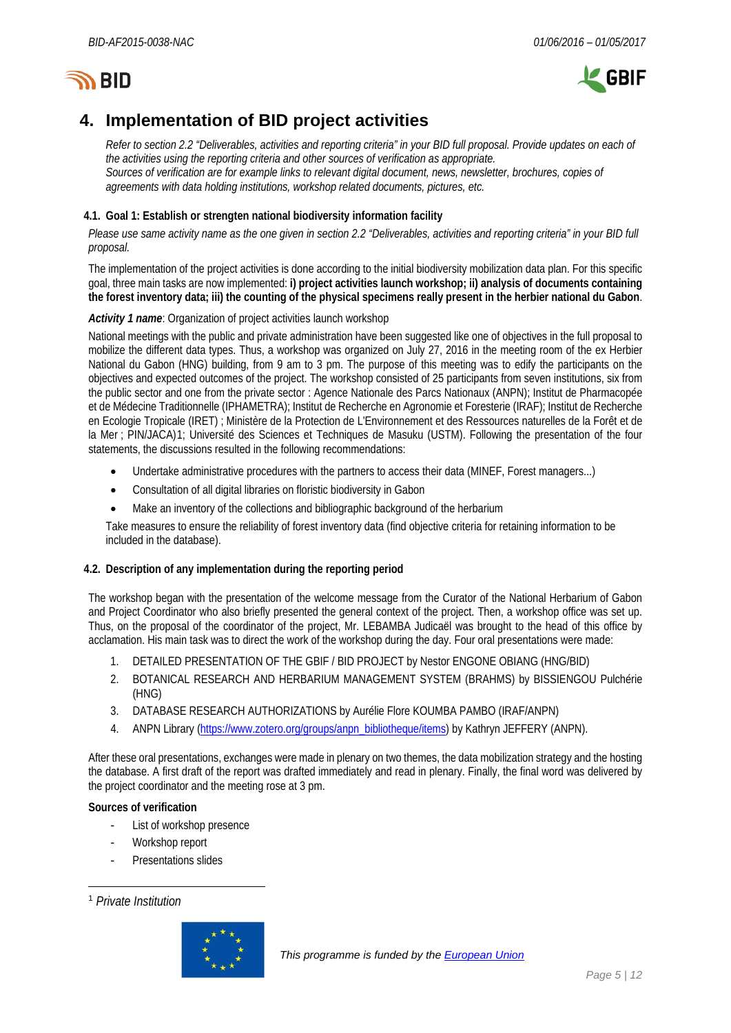## 4. Implementation of BID project activities

*Refer to section 2.2 "Deliverables, activities and reporting criteria" in your BID full proposal. Provide updates on each of the activities using the reporting criteria and other sources of verification as appropriate.*
*Sources of verification are for example links to relevant digital document, news, newsletter, brochures, copies of agreements with data holding institutions, workshop related documents, pictures, etc.*

### 4.1. Goal 1: Establish or strengten national biodiversity information facility

*Please use same activity name as the one given in section 2.2 "Deliverables, activities and reporting criteria" in your BID full proposal.*

The implementation of the project activities is done according to the initial biodiversity mobilization data plan. For this specific goal, three main tasks are now implemented: **i) project activities launch workshop; ii) analysis of documents containing the forest inventory data; iii) the counting of the physical specimens really present in the herbier national du Gabon**.

***Activity 1 name***: Organization of project activities launch workshop

National meetings with the public and private administration have been suggested like one of objectives in the full proposal to mobilize the different data types. Thus, a workshop was organized on July 27, 2016 in the meeting room of the ex Herbier National du Gabon (HNG) building, from 9 am to 3 pm. The purpose of this meeting was to edify the participants on the objectives and expected outcomes of the project. The workshop consisted of 25 participants from seven institutions, six from the public sector and one from the private sector : Agence Nationale des Parcs Nationaux (ANPN); Institut de Pharmacopée et de Médecine Traditionnelle (IPHAMETRA); Institut de Recherche en Agronomie et Foresterie (IRAF); Institut de Recherche en Ecologie Tropicale (IRET) ; Ministère de la Protection de L'Environnement et des Ressources naturelles de la Forêt et de la Mer ; PIN/JACA)[1]; Université des Sciences et Techniques de Masuku (USTM). Following the presentation of the four statements, the discussions resulted in the following recommendations:

- Undertake administrative procedures with the partners to access their data (MINEF, Forest managers...)
- Consultation of all digital libraries on floristic biodiversity in Gabon
- Make an inventory of the collections and bibliographic background of the herbarium

Take measures to ensure the reliability of forest inventory data (find objective criteria for retaining information to be included in the database).

### 4.2. Description of any implementation during the reporting period

The workshop began with the presentation of the welcome message from the Curator of the National Herbarium of Gabon and Project Coordinator who also briefly presented the general context of the project. Then, a workshop office was set up. Thus, on the proposal of the coordinator of the project, Mr. LEBAMBA Judicaël was brought to the head of this office by acclamation. His main task was to direct the work of the workshop during the day. Four oral presentations were made:

1. DETAILED PRESENTATION OF THE GBIF / BID PROJECT by Nestor ENGONE OBIANG (HNG/BID)
2. BOTANICAL RESEARCH AND HERBARIUM MANAGEMENT SYSTEM (BRAHMS) by BISSIENGOU Pulchérie (HNG)
3. DATABASE RESEARCH AUTHORIZATIONS by Aurélie Flore KOUMBA PAMBO (IRAF/ANPN)
4. ANPN Library (https://www.zotero.org/groups/anpn_bibliotheque/items) by Kathryn JEFFERY (ANPN).

After these oral presentations, exchanges were made in plenary on two themes, the data mobilization strategy and the hosting the database. A first draft of the report was drafted immediately and read in plenary. Finally, the final word was delivered by the project coordinator and the meeting rose at 3 pm.

**Sources of verification**

- List of workshop presence
- Workshop report
- Presentations slides

[1] *Private Institution*

*This programme is funded by the European Union*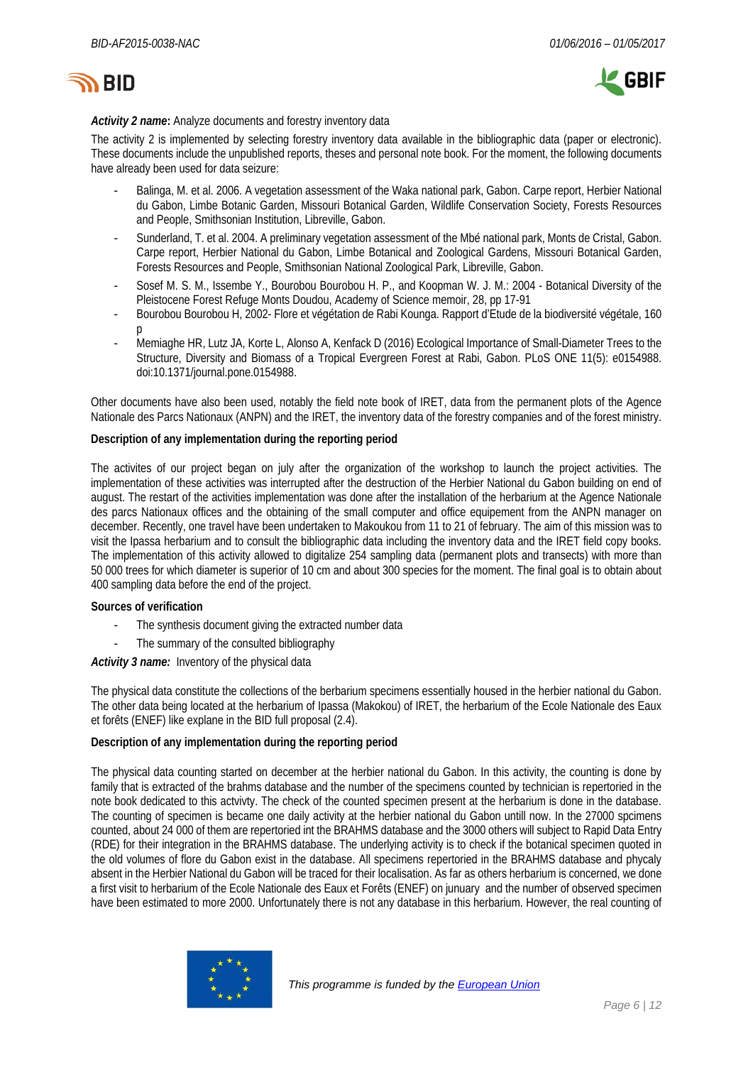***Activity 2 name*:** Analyze documents and forestry inventory data

The activity 2 is implemented by selecting forestry inventory data available in the bibliographic data (paper or electronic). These documents include the unpublished reports, theses and personal note book. For the moment, the following documents have already been used for data seizure:

- Balinga, M. et al. 2006. A vegetation assessment of the Waka national park, Gabon. Carpe report, Herbier National du Gabon, Limbe Botanic Garden, Missouri Botanical Garden, Wildlife Conservation Society, Forests Resources and People, Smithsonian Institution, Libreville, Gabon.
- Sunderland, T. et al. 2004. A preliminary vegetation assessment of the Mbé national park, Monts de Cristal, Gabon. Carpe report, Herbier National du Gabon, Limbe Botanical and Zoological Gardens, Missouri Botanical Garden, Forests Resources and People, Smithsonian National Zoological Park, Libreville, Gabon.
- Sosef M. S. M., Issembe Y., Bourobou Bourobou H. P., and Koopman W. J. M.: 2004 - Botanical Diversity of the Pleistocene Forest Refuge Monts Doudou, Academy of Science memoir, 28, pp 17-91
- Bourobou Bourobou H, 2002- Flore et végétation de Rabi Kounga. Rapport d'Etude de la biodiversité végétale, 160 p
- Memiaghe HR, Lutz JA, Korte L, Alonso A, Kenfack D (2016) Ecological Importance of Small-Diameter Trees to the Structure, Diversity and Biomass of a Tropical Evergreen Forest at Rabi, Gabon. PLoS ONE 11(5): e0154988. doi:10.1371/journal.pone.0154988.

Other documents have also been used, notably the field note book of IRET, data from the permanent plots of the Agence Nationale des Parcs Nationaux (ANPN) and the IRET, the inventory data of the forestry companies and of the forest ministry.

**Description of any implementation during the reporting period**

The activites of our project began on july after the organization of the workshop to launch the project activities. The implementation of these activities was interrupted after the destruction of the Herbier National du Gabon building on end of august. The restart of the activities implementation was done after the installation of the herbarium at the Agence Nationale des parcs Nationaux offices and the obtaining of the small computer and office equipement from the ANPN manager on december. Recently, one travel have been undertaken to Makoukou from 11 to 21 of february. The aim of this mission was to visit the Ipassa herbarium and to consult the bibliographic data including the inventory data and the IRET field copy books. The implementation of this activity allowed to digitalize 254 sampling data (permanent plots and transects) with more than 50 000 trees for which diameter is superior of 10 cm and about 300 species for the moment. The final goal is to obtain about 400 sampling data before the end of the project.

**Sources of verification**

- The synthesis document giving the extracted number data
- The summary of the consulted bibliography

***Activity 3 name:*** Inventory of the physical data

The physical data constitute the collections of the berbarium specimens essentially housed in the herbier national du Gabon. The other data being located at the herbarium of Ipassa (Makokou) of IRET, the herbarium of the Ecole Nationale des Eaux et forêts (ENEF) like explane in the BID full proposal (2.4).

**Description of any implementation during the reporting period**

The physical data counting started on december at the herbier national du Gabon. In this activity, the counting is done by family that is extracted of the brahms database and the number of the specimens counted by technician is repertoried in the note book dedicated to this actvivty. The check of the counted specimen present at the herbarium is done in the database. The counting of specimen is became one daily activity at the herbier national du Gabon untill now. In the 27000 spcimens counted, about 24 000 of them are repertoried int the BRAHMS database and the 3000 others will subject to Rapid Data Entry (RDE) for their integration in the BRAHMS database. The underlying activity is to check if the botanical specimen quoted in the old volumes of flore du Gabon exist in the database. All specimens repertoried in the BRAHMS database and phycaly absent in the Herbier National du Gabon will be traced for their localisation. As far as others herbarium is concerned, we done a first visit to herbarium of the Ecole Nationale des Eaux et Forêts (ENEF) on junuary and the number of observed specimen have been estimated to more 2000. Unfortunately there is not any database in this herbarium. However, the real counting of

*This programme is funded by the European Union*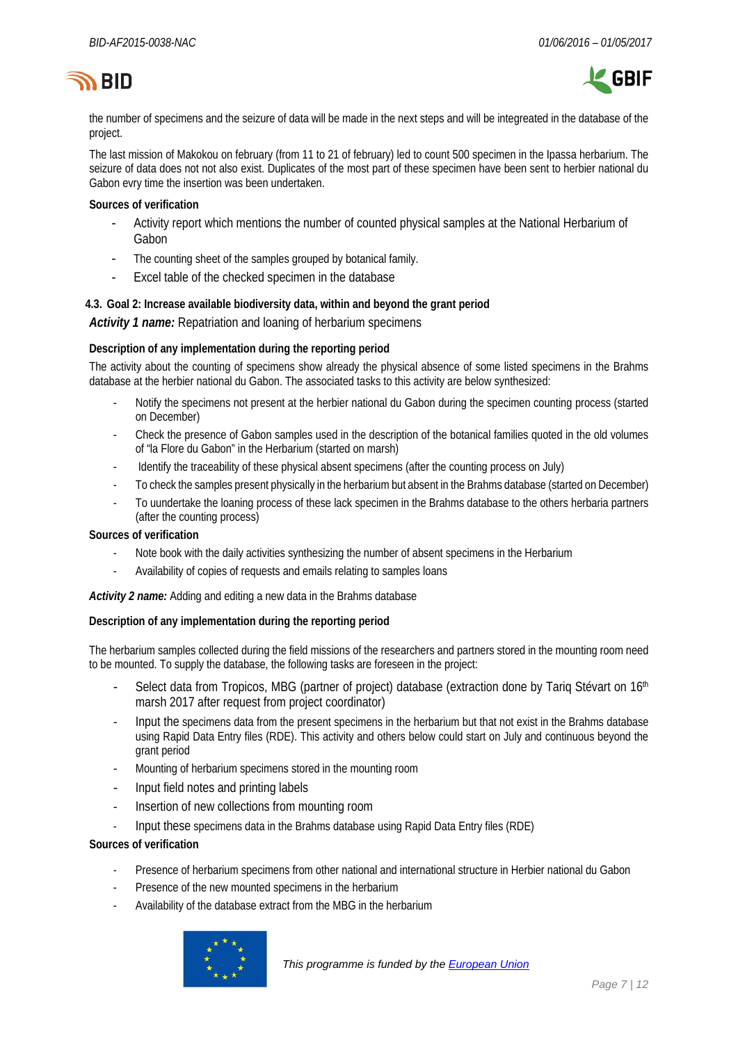the number of specimens and the seizure of data will be made in the next steps and will be integreated in the database of the project.

The last mission of Makokou on february (from 11 to 21 of february) led to count 500 specimen in the Ipassa herbarium. The seizure of data does not not also exist. Duplicates of the most part of these specimen have been sent to herbier national du Gabon evry time the insertion was been undertaken.

**Sources of verification**

- Activity report which mentions the number of counted physical samples at the National Herbarium of Gabon
- The counting sheet of the samples grouped by botanical family.
- Excel table of the checked specimen in the database

### 4.3. Goal 2: Increase available biodiversity data, within and beyond the grant period

***Activity 1 name:*** Repatriation and loaning of herbarium specimens

**Description of any implementation during the reporting period**

The activity about the counting of specimens show already the physical absence of some listed specimens in the Brahms database at the herbier national du Gabon. The associated tasks to this activity are below synthesized:

- Notify the specimens not present at the herbier national du Gabon during the specimen counting process (started on December)
- Check the presence of Gabon samples used in the description of the botanical families quoted in the old volumes of "la Flore du Gabon" in the Herbarium (started on marsh)
- Identify the traceability of these physical absent specimens (after the counting process on July)
- To check the samples present physically in the herbarium but absent in the Brahms database (started on December)
- To uundertake the loaning process of these lack specimen in the Brahms database to the others herbaria partners (after the counting process)

**Sources of verification**

- Note book with the daily activities synthesizing the number of absent specimens in the Herbarium
- Availability of copies of requests and emails relating to samples loans

***Activity 2 name:*** Adding and editing a new data in the Brahms database

**Description of any implementation during the reporting period**

The herbarium samples collected during the field missions of the researchers and partners stored in the mounting room need to be mounted. To supply the database, the following tasks are foreseen in the project:

- Select data from Tropicos, MBG (partner of project) database (extraction done by Tariq Stévart on 16th marsh 2017 after request from project coordinator)
- Input the specimens data from the present specimens in the herbarium but that not exist in the Brahms database using Rapid Data Entry files (RDE). This activity and others below could start on July and continuous beyond the grant period
- Mounting of herbarium specimens stored in the mounting room
- Input field notes and printing labels
- Insertion of new collections from mounting room
- Input these specimens data in the Brahms database using Rapid Data Entry files (RDE)

**Sources of verification**

- Presence of herbarium specimens from other national and international structure in Herbier national du Gabon
- Presence of the new mounted specimens in the herbarium
- Availability of the database extract from the MBG in the herbarium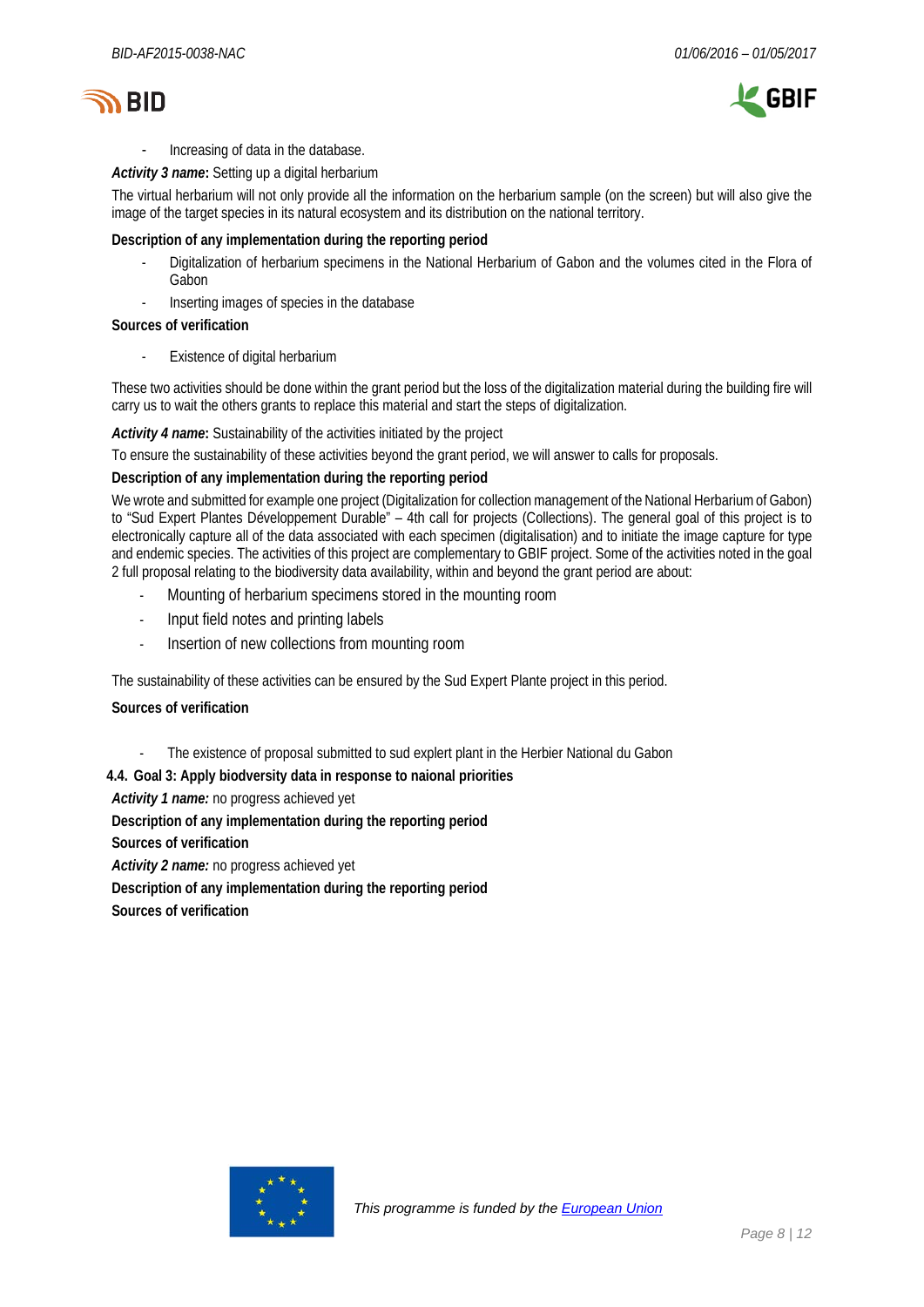- Increasing of data in the database.

***Activity 3 name*:** Setting up a digital herbarium

The virtual herbarium will not only provide all the information on the herbarium sample (on the screen) but will also give the image of the target species in its natural ecosystem and its distribution on the national territory.

**Description of any implementation during the reporting period**

- Digitalization of herbarium specimens in the National Herbarium of Gabon and the volumes cited in the Flora of Gabon
- Inserting images of species in the database

**Sources of verification**

- Existence of digital herbarium

These two activities should be done within the grant period but the loss of the digitalization material during the building fire will carry us to wait the others grants to replace this material and start the steps of digitalization.

***Activity 4 name*:** Sustainability of the activities initiated by the project

To ensure the sustainability of these activities beyond the grant period, we will answer to calls for proposals.

**Description of any implementation during the reporting period**

We wrote and submitted for example one project (Digitalization for collection management of the National Herbarium of Gabon) to "Sud Expert Plantes Développement Durable" – 4th call for projects (Collections). The general goal of this project is to electronically capture all of the data associated with each specimen (digitalisation) and to initiate the image capture for type and endemic species. The activities of this project are complementary to GBIF project. Some of the activities noted in the goal 2 full proposal relating to the biodiversity data availability, within and beyond the grant period are about:

- Mounting of herbarium specimens stored in the mounting room
- Input field notes and printing labels
- Insertion of new collections from mounting room

The sustainability of these activities can be ensured by the Sud Expert Plante project in this period.

**Sources of verification**

- The existence of proposal submitted to sud explert plant in the Herbier National du Gabon

### 4.4. Goal 3: Apply biodiversity data in response to naional priorities

***Activity 1 name:*** no progress achieved yet

**Description of any implementation during the reporting period**

**Sources of verification**

***Activity 2 name:*** no progress achieved yet

**Description of any implementation during the reporting period**

**Sources of verification**

*This programme is funded by the European Union*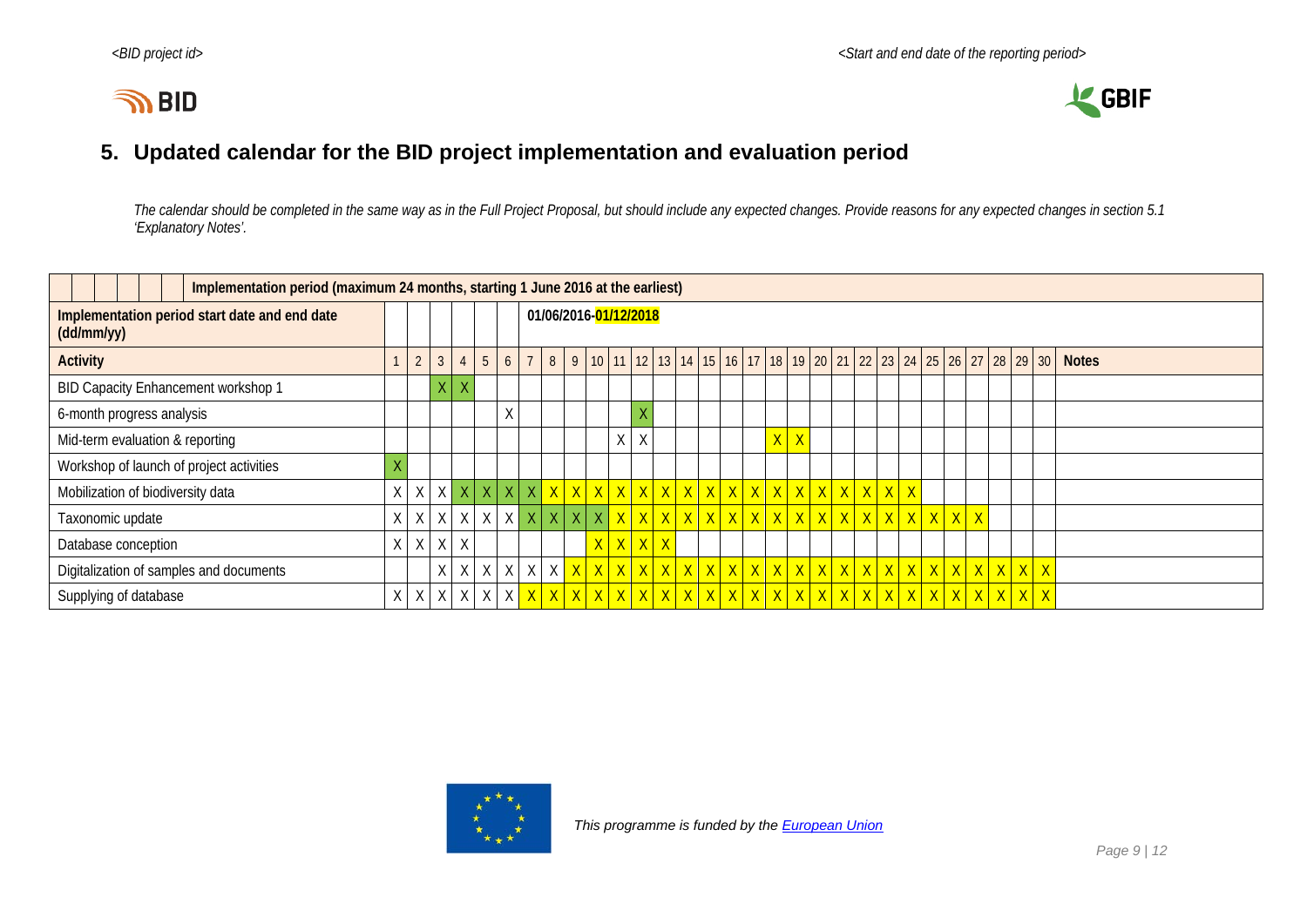## 5. Updated calendar for the BID project implementation and evaluation period

*The calendar should be completed in the same way as in the Full Project Proposal, but should include any expected changes. Provide reasons for any expected changes in section 5.1 'Explanatory Notes'.*

| Implementation period (maximum 24 months, starting 1 June 2016 at the earliest) | | | | | | | | | | | | | | | | | | | | | | | | | | | | | | | |
|---|---|---|---|---|---|---|---|---|---|---|---|---|---|---|---|---|---|---|---|---|---|---|---|---|---|---|---|---|---|---|---|
| **Implementation period start date and end date (dd/mm/yy)** | | | | | | | **01/06/2016-01/12/2018** | | | | | | | | | | | | | | | | | | | | | | | | |
| **Activity** | 1 | 2 | 3 | 4 | 5 | 6 | 7 | 8 | 9 | 10 | 11 | 12 | 13 | 14 | 15 | 16 | 17 | 18 | 19 | 20 | 21 | 22 | 23 | 24 | 25 | 26 | 27 | 28 | 29 | 30 | **Notes** |
| BID Capacity Enhancement workshop 1 | | | X | X | | | | | | | | | | | | | | | | | | | | | | | | | | | |
| 6-month progress analysis | | | | | | X | | | | | | X | | | | | | | | | | | | | | | | | | | |
| Mid-term evaluation & reporting | | | | | | | | | | | X | X | | | | | | X | X | | | | | | | | | | | | |
| Workshop of launch of project activities | X | | | | | | | | | | | | | | | | | | | | | | | | | | | | | | |
| Mobilization of biodiversity data | X | X | X | X | X | X | X | X | X | X | X | X | X | X | X | X | X | X | X | X | X | X | X | X | | | | | | | |
| Taxonomic update | X | X | X | X | X | X | X | X | X | X | X | X | X | X | X | X | X | X | X | X | X | X | X | X | X | X | X | | | | |
| Database conception | X | X | X | X | | | | | | X | X | X | X | | | | | | | | | | | | | | | | | | |
| Digitalization of samples and documents | | | X | X | X | X | X | X | X | X | X | X | X | X | X | X | X | X | X | X | X | X | X | X | X | X | X | X | X | X | |
| Supplying of database | X | X | X | X | X | X | X | X | X | X | X | X | X | X | X | X | X | X | X | X | X | X | X | X | X | X | X | X | X | X | |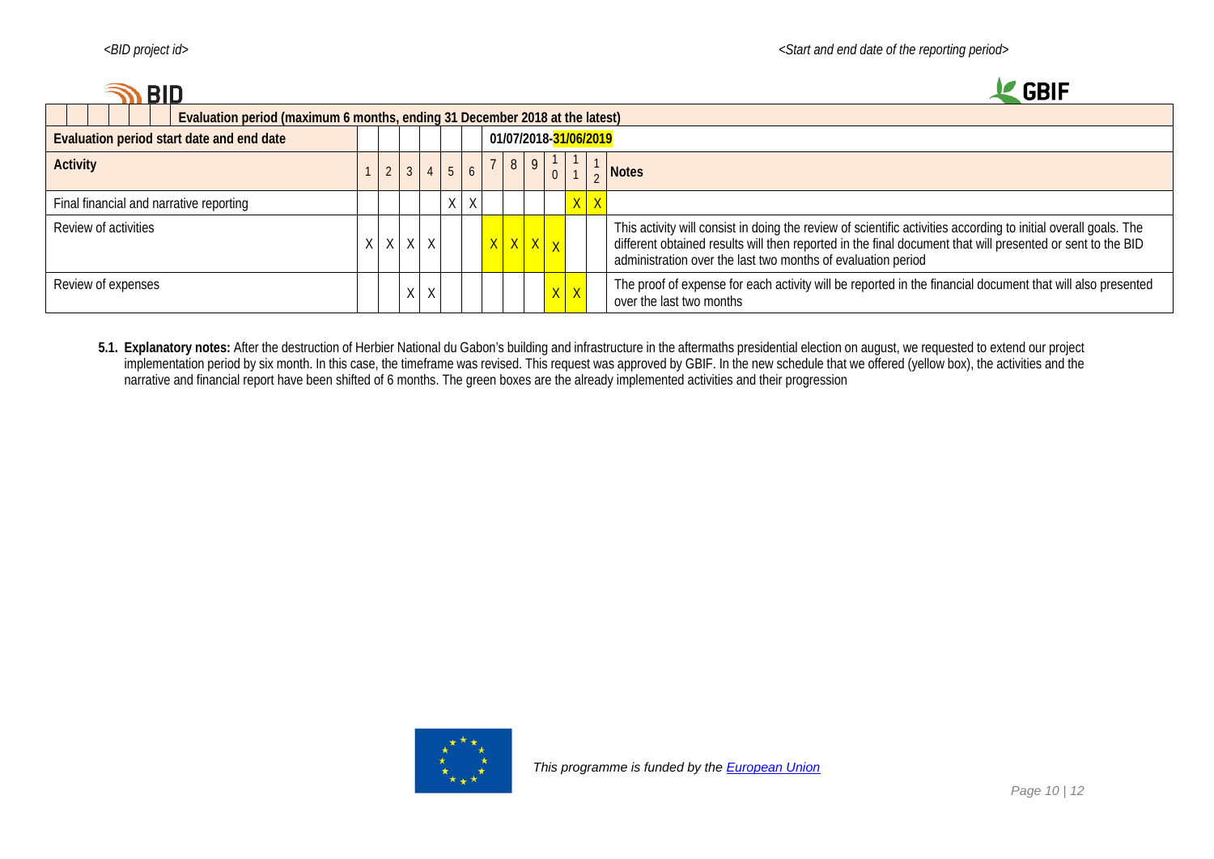| Evaluation period (maximum 6 months, ending 31 December 2018 at the latest) | | | | | | | | | | | | | |
|---|---|---|---|---|---|---|---|---|---|---|---|---|---|
| **Evaluation period start date and end date** | | | | | | | 01/07/2018-31/06/2019 | | | | | | |
| **Activity** | 1 | 2 | 3 | 4 | 5 | 6 | 7 | 8 | 9 | 10 | 11 | 12 | **Notes** |
| Final financial and narrative reporting | | | | | X | X | | | | | X | X | |
| Review of activities | X | X | X | X | | | X | X | X | X | | | This activity will consist in doing the review of scientific activities according to initial overall goals. The different obtained results will then reported in the final document that will presented or sent to the BID administration over the last two months of evaluation period |
| Review of expenses | | | X | X | | | | | | X | X | | The proof of expense for each activity will be reported in the financial document that will also presented over the last two months |

**5.1. Explanatory notes:** After the destruction of Herbier National du Gabon's building and infrastructure in the aftermaths presidential election on august, we requested to extend our project implementation period by six month. In this case, the timeframe was revised. This request was approved by GBIF. In the new schedule that we offered (yellow box), the activities and the narrative and financial report have been shifted of 6 months. The green boxes are the already implemented activities and their progression

*This programme is funded by the European Union*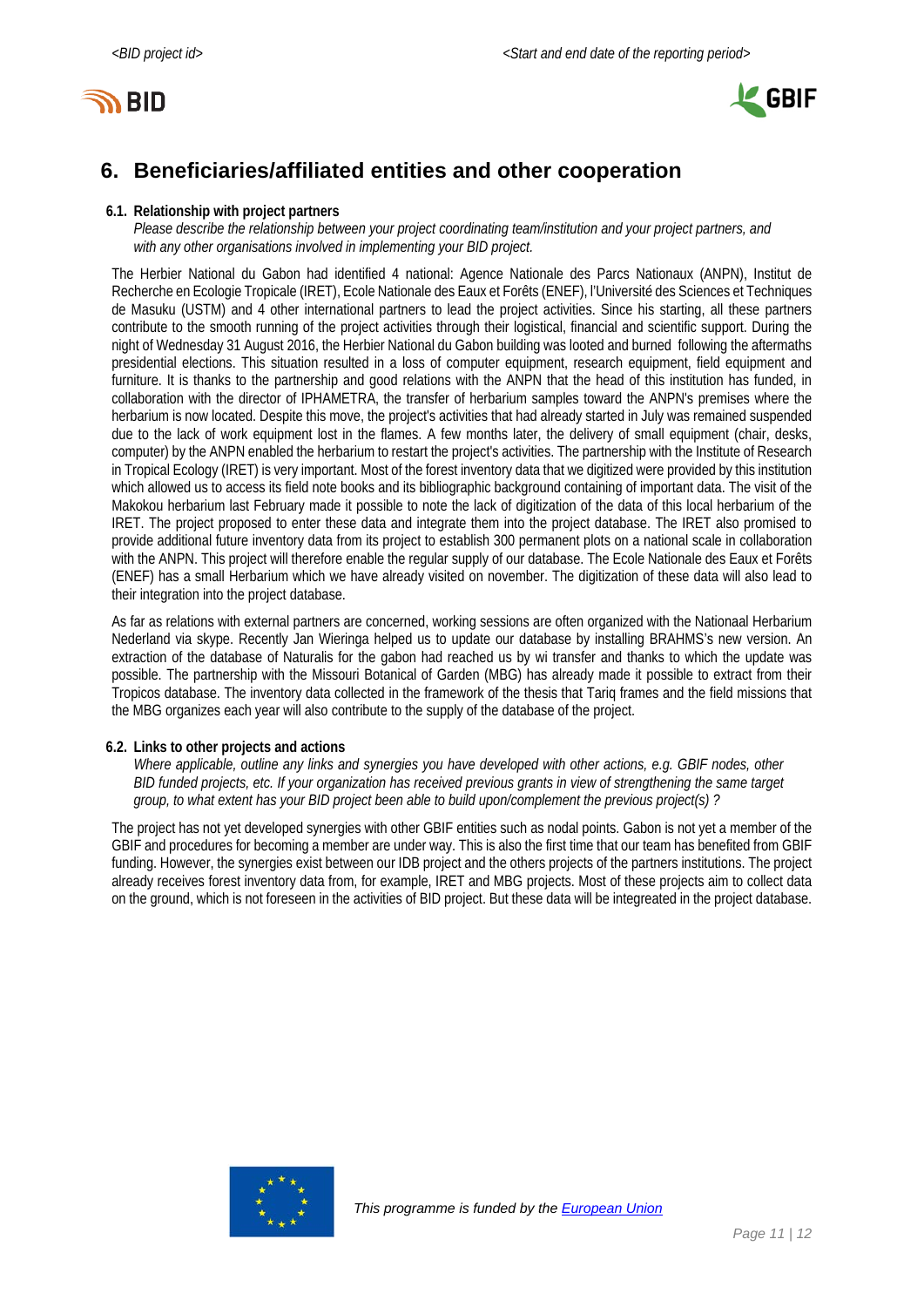# 6. Beneficiaries/affiliated entities and other cooperation

### 6.1. Relationship with project partners

*Please describe the relationship between your project coordinating team/institution and your project partners, and with any other organisations involved in implementing your BID project.*

The Herbier National du Gabon had identified 4 national: Agence Nationale des Parcs Nationaux (ANPN), Institut de Recherche en Ecologie Tropicale (IRET), Ecole Nationale des Eaux et Forêts (ENEF), l'Université des Sciences et Techniques de Masuku (USTM) and 4 other international partners to lead the project activities. Since his starting, all these partners contribute to the smooth running of the project activities through their logistical, financial and scientific support. During the night of Wednesday 31 August 2016, the Herbier National du Gabon building was looted and burned following the aftermaths presidential elections. This situation resulted in a loss of computer equipment, research equipment, field equipment and furniture. It is thanks to the partnership and good relations with the ANPN that the head of this institution has funded, in collaboration with the director of IPHAMETRA, the transfer of herbarium samples toward the ANPN's premises where the herbarium is now located. Despite this move, the project's activities that had already started in July was remained suspended due to the lack of work equipment lost in the flames. A few months later, the delivery of small equipment (chair, desks, computer) by the ANPN enabled the herbarium to restart the project's activities. The partnership with the Institute of Research in Tropical Ecology (IRET) is very important. Most of the forest inventory data that we digitized were provided by this institution which allowed us to access its field note books and its bibliographic background containing of important data. The visit of the Makokou herbarium last February made it possible to note the lack of digitization of the data of this local herbarium of the IRET. The project proposed to enter these data and integrate them into the project database. The IRET also promised to provide additional future inventory data from its project to establish 300 permanent plots on a national scale in collaboration with the ANPN. This project will therefore enable the regular supply of our database. The Ecole Nationale des Eaux et Forêts (ENEF) has a small Herbarium which we have already visited on november. The digitization of these data will also lead to their integration into the project database.

As far as relations with external partners are concerned, working sessions are often organized with the Nationaal Herbarium Nederland via skype. Recently Jan Wieringa helped us to update our database by installing BRAHMS's new version. An extraction of the database of Naturalis for the gabon had reached us by wi transfer and thanks to which the update was possible. The partnership with the Missouri Botanical of Garden (MBG) has already made it possible to extract from their Tropicos database. The inventory data collected in the framework of the thesis that Tariq frames and the field missions that the MBG organizes each year will also contribute to the supply of the database of the project.

### 6.2. Links to other projects and actions

*Where applicable, outline any links and synergies you have developed with other actions, e.g. GBIF nodes, other BID funded projects, etc. If your organization has received previous grants in view of strengthening the same target group, to what extent has your BID project been able to build upon/complement the previous project(s) ?*

The project has not yet developed synergies with other GBIF entities such as nodal points. Gabon is not yet a member of the GBIF and procedures for becoming a member are under way. This is also the first time that our team has benefited from GBIF funding. However, the synergies exist between our IDB project and the others projects of the partners institutions. The project already receives forest inventory data from, for example, IRET and MBG projects. Most of these projects aim to collect data on the ground, which is not foreseen in the activities of BID project. But these data will be integreated in the project database.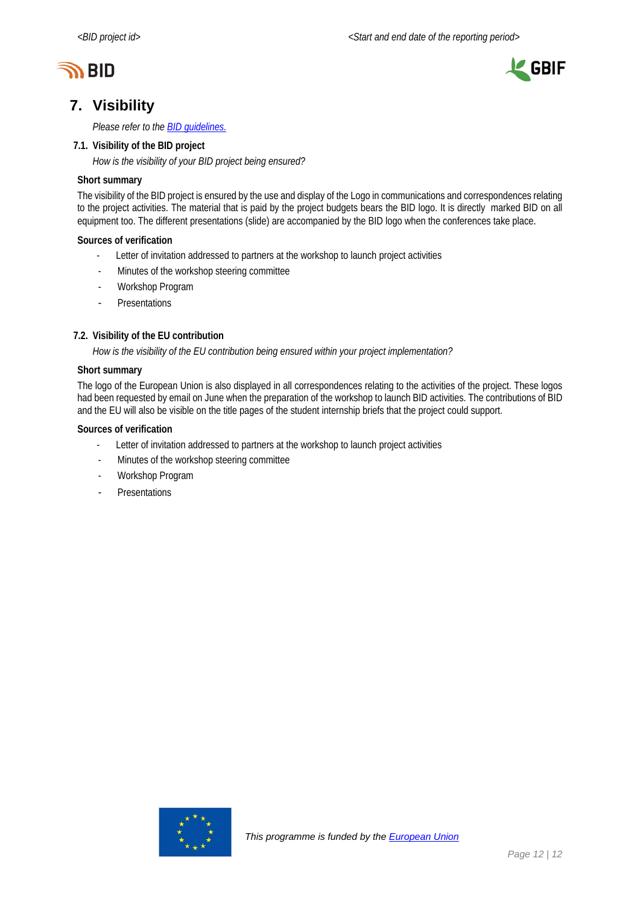# 7. Visibility

*Please refer to the [BID guidelines.](#)*

### 7.1. Visibility of the BID project

*How is the visibility of your BID project being ensured?*

**Short summary**

The visibility of the BID project is ensured by the use and display of the Logo in communications and correspondences relating to the project activities. The material that is paid by the project budgets bears the BID logo. It is directly marked BID on all equipment too. The different presentations (slide) are accompanied by the BID logo when the conferences take place.

**Sources of verification**

- Letter of invitation addressed to partners at the workshop to launch project activities
- Minutes of the workshop steering committee
- Workshop Program
- Presentations

### 7.2. Visibility of the EU contribution

*How is the visibility of the EU contribution being ensured within your project implementation?*

**Short summary**

The logo of the European Union is also displayed in all correspondences relating to the activities of the project. These logos had been requested by email on June when the preparation of the workshop to launch BID activities. The contributions of BID and the EU will also be visible on the title pages of the student internship briefs that the project could support.

**Sources of verification**

- Letter of invitation addressed to partners at the workshop to launch project activities
- Minutes of the workshop steering committee
- Workshop Program
- Presentations

*This programme is funded by the [European Union](#)*